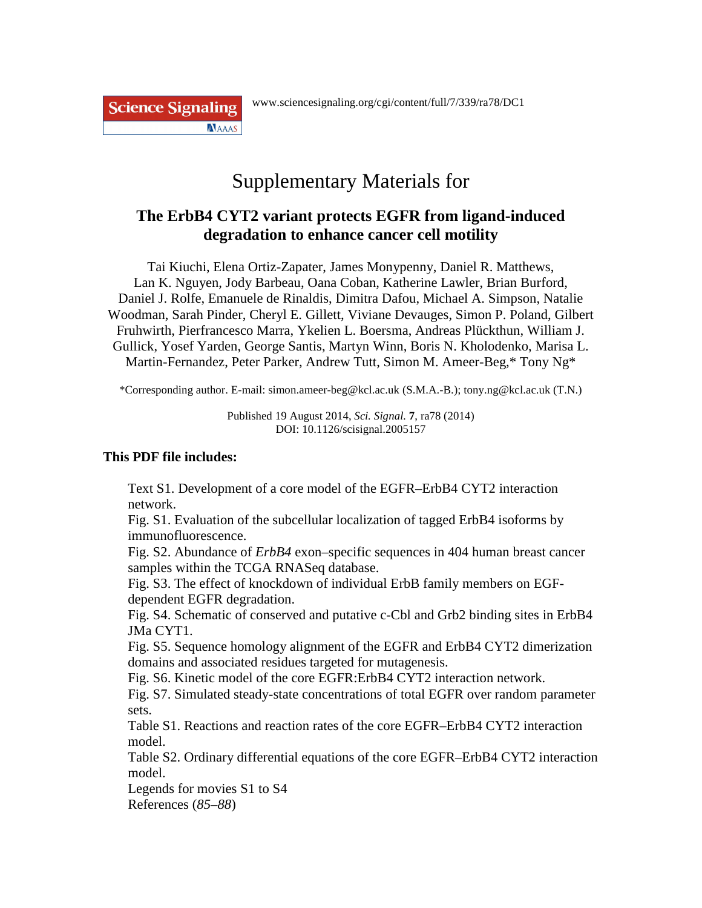Science Signaling

www.sciencesignaling.org/cgi/content/full/7/339/ra78/DC1

# Supplementary Materials for

## The ErbB4 CYT2 variant protects EGFR from ligand-induced degradation to enhance cancer cell motility

Tai Kiuchi, Elena Ortiz-Zapater, James Monypenny, Daniel R. Matthews, Lan K. Nguyen, Jody Barbeau, Oana Coban, Katherine Lawler, Brian Burford, Daniel J. Rolfe, Emanuele de Rinaldis, Dimitra Dafou, Michael A. Simpson, Natalie Woodman, Sarah Pinder, Cheryl E. Gillett, Viviane Devauges, Simon P. Poland, Gilbert Fruhwirth, Pierfrancesco Marra, Ykelien L. Boersma, Andreas Plückthun, William J. Gullick, Yosef Yarden, George Santis, Martyn Winn, Boris N. Kholodenko, Marisa L. Martin-Fernandez, Peter Parker, Andrew Tutt, Simon M. Ameer-Beg,* Tony Ng*

*Corresponding author. E-mail: simon.ameer-beg@kcl.ac.uk (S.M.A.-B.); tony.ng@kcl.ac.uk (T.N.)

Published 19 August 2014, *Sci. Signal.* **7**, ra78 (2014)
DOI: 10.1126/scisignal.2005157

**This PDF file includes:**

Text S1. Development of a core model of the EGFR–ErbB4 CYT2 interaction network.
Fig. S1. Evaluation of the subcellular localization of tagged ErbB4 isoforms by immunofluorescence.
Fig. S2. Abundance of *ErbB4* exon–specific sequences in 404 human breast cancer samples within the TCGA RNASeq database.
Fig. S3. The effect of knockdown of individual ErbB family members on EGF-dependent EGFR degradation.
Fig. S4. Schematic of conserved and putative c-Cbl and Grb2 binding sites in ErbB4 JMa CYT1.
Fig. S5. Sequence homology alignment of the EGFR and ErbB4 CYT2 dimerization domains and associated residues targeted for mutagenesis.
Fig. S6. Kinetic model of the core EGFR:ErbB4 CYT2 interaction network.
Fig. S7. Simulated steady-state concentrations of total EGFR over random parameter sets.
Table S1. Reactions and reaction rates of the core EGFR–ErbB4 CYT2 interaction model.
Table S2. Ordinary differential equations of the core EGFR–ErbB4 CYT2 interaction model.
Legends for movies S1 to S4
References (*85*–*88*)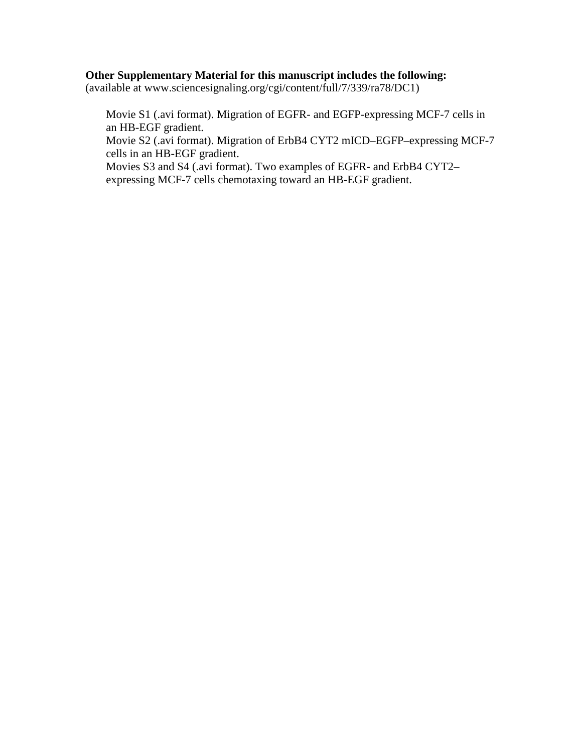**Other Supplementary Material for this manuscript includes the following:**
(available at www.sciencesignaling.org/cgi/content/full/7/339/ra78/DC1)

Movie S1 (.avi format). Migration of EGFR- and EGFP-expressing MCF-7 cells in an HB-EGF gradient.
Movie S2 (.avi format). Migration of ErbB4 CYT2 mICD–EGFP–expressing MCF-7 cells in an HB-EGF gradient.
Movies S3 and S4 (.avi format). Two examples of EGFR- and ErbB4 CYT2–expressing MCF-7 cells chemotaxing toward an HB-EGF gradient.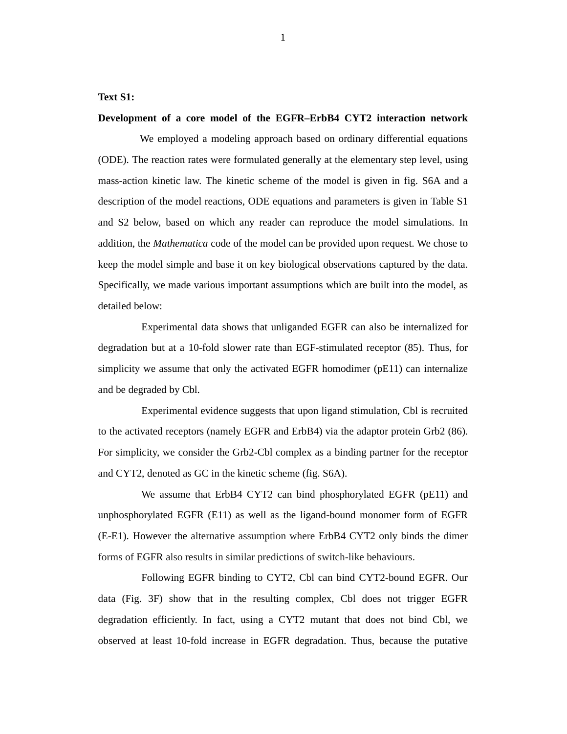**Text S1:**

**Development of a core model of the EGFR–ErbB4 CYT2 interaction network**

We employed a modeling approach based on ordinary differential equations (ODE). The reaction rates were formulated generally at the elementary step level, using mass-action kinetic law. The kinetic scheme of the model is given in fig. S6A and a description of the model reactions, ODE equations and parameters is given in Table S1 and S2 below, based on which any reader can reproduce the model simulations. In addition, the *Mathematica* code of the model can be provided upon request. We chose to keep the model simple and base it on key biological observations captured by the data. Specifically, we made various important assumptions which are built into the model, as detailed below:

Experimental data shows that unliganded EGFR can also be internalized for degradation but at a 10-fold slower rate than EGF-stimulated receptor (85). Thus, for simplicity we assume that only the activated EGFR homodimer (pE11) can internalize and be degraded by Cbl.

Experimental evidence suggests that upon ligand stimulation, Cbl is recruited to the activated receptors (namely EGFR and ErbB4) via the adaptor protein Grb2 (86). For simplicity, we consider the Grb2-Cbl complex as a binding partner for the receptor and CYT2, denoted as GC in the kinetic scheme (fig. S6A).

We assume that ErbB4 CYT2 can bind phosphorylated EGFR (pE11) and unphosphorylated EGFR (E11) as well as the ligand-bound monomer form of EGFR (E-E1). However the alternative assumption where ErbB4 CYT2 only binds the dimer forms of EGFR also results in similar predictions of switch-like behaviours.

Following EGFR binding to CYT2, Cbl can bind CYT2-bound EGFR. Our data (Fig. 3F) show that in the resulting complex, Cbl does not trigger EGFR degradation efficiently. In fact, using a CYT2 mutant that does not bind Cbl, we observed at least 10-fold increase in EGFR degradation. Thus, because the putative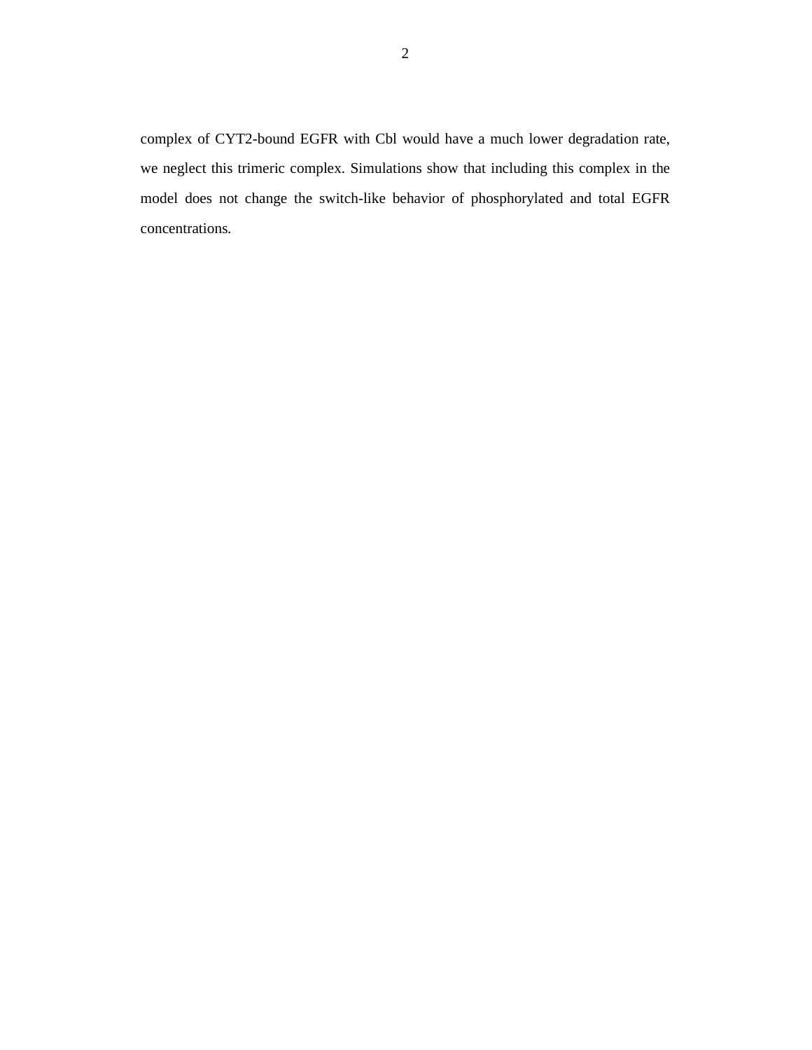complex of CYT2-bound EGFR with Cbl would have a much lower degradation rate, we neglect this trimeric complex. Simulations show that including this complex in the model does not change the switch-like behavior of phosphorylated and total EGFR concentrations.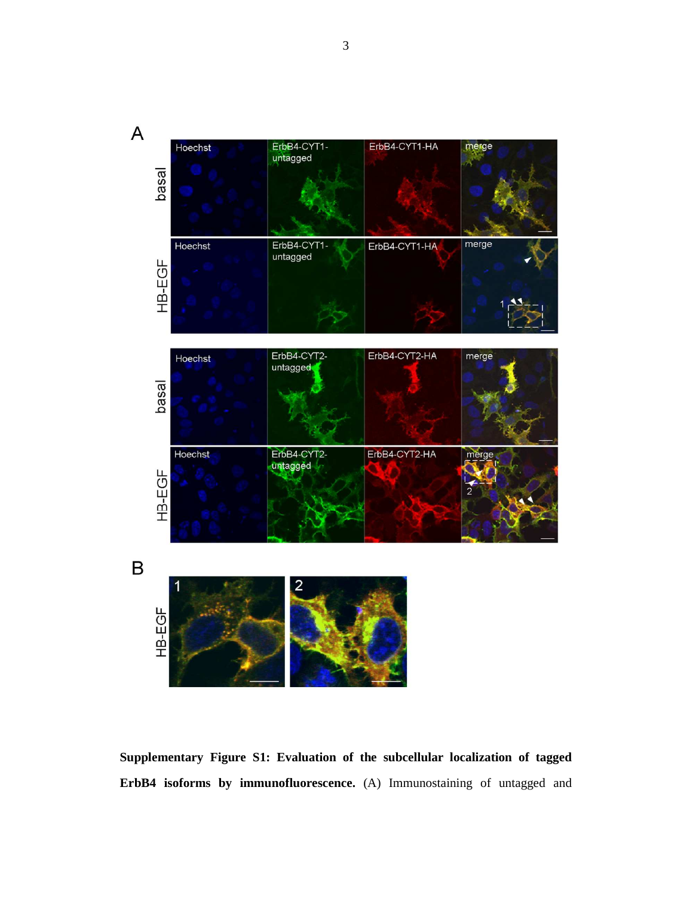**Supplementary Figure S1: Evaluation of the subcellular localization of tagged ErbB4 isoforms by immunofluorescence.** (A) Immunostaining of untagged and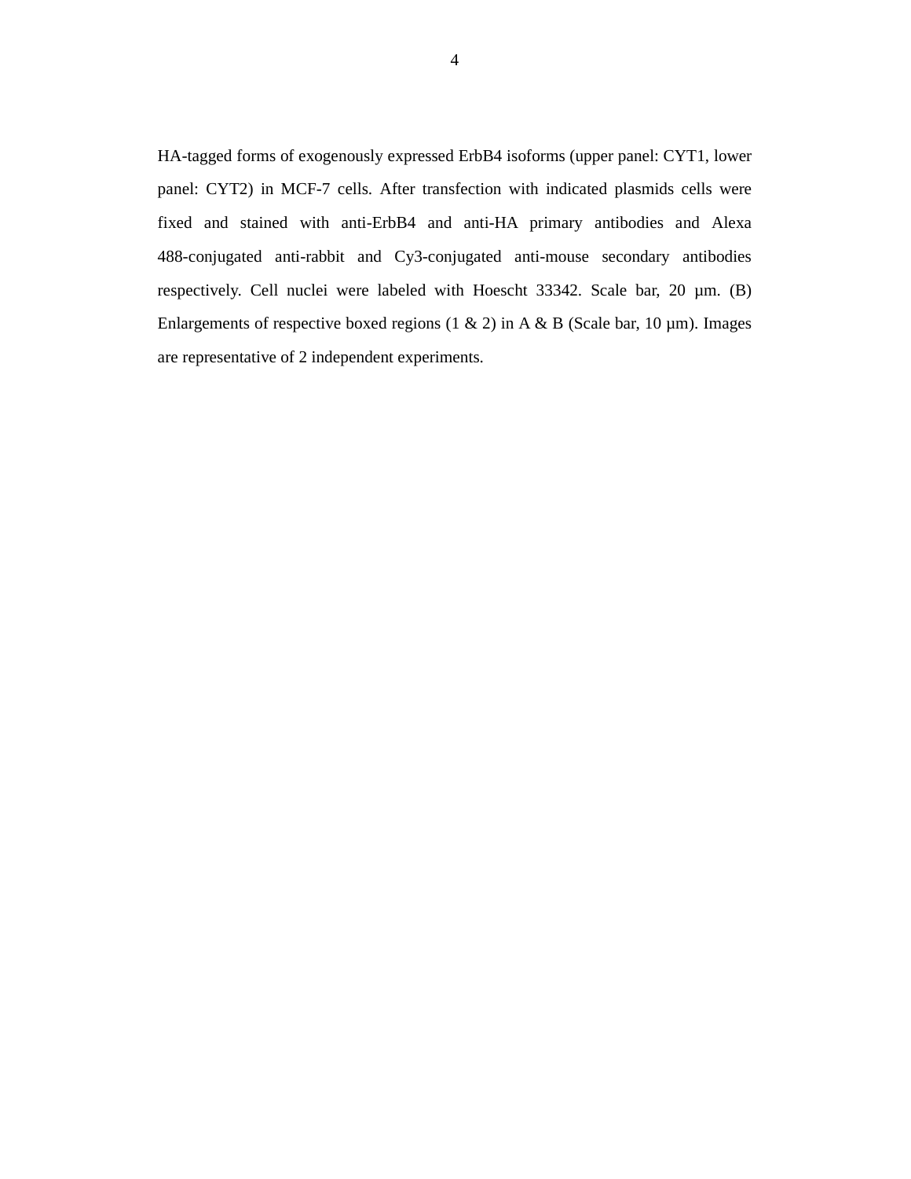HA-tagged forms of exogenously expressed ErbB4 isoforms (upper panel: CYT1, lower panel: CYT2) in MCF-7 cells. After transfection with indicated plasmids cells were fixed and stained with anti-ErbB4 and anti-HA primary antibodies and Alexa 488-conjugated anti-rabbit and Cy3-conjugated anti-mouse secondary antibodies respectively. Cell nuclei were labeled with Hoescht 33342. Scale bar, 20 µm. (B) Enlargements of respective boxed regions (1 & 2) in A & B (Scale bar, 10 µm). Images are representative of 2 independent experiments.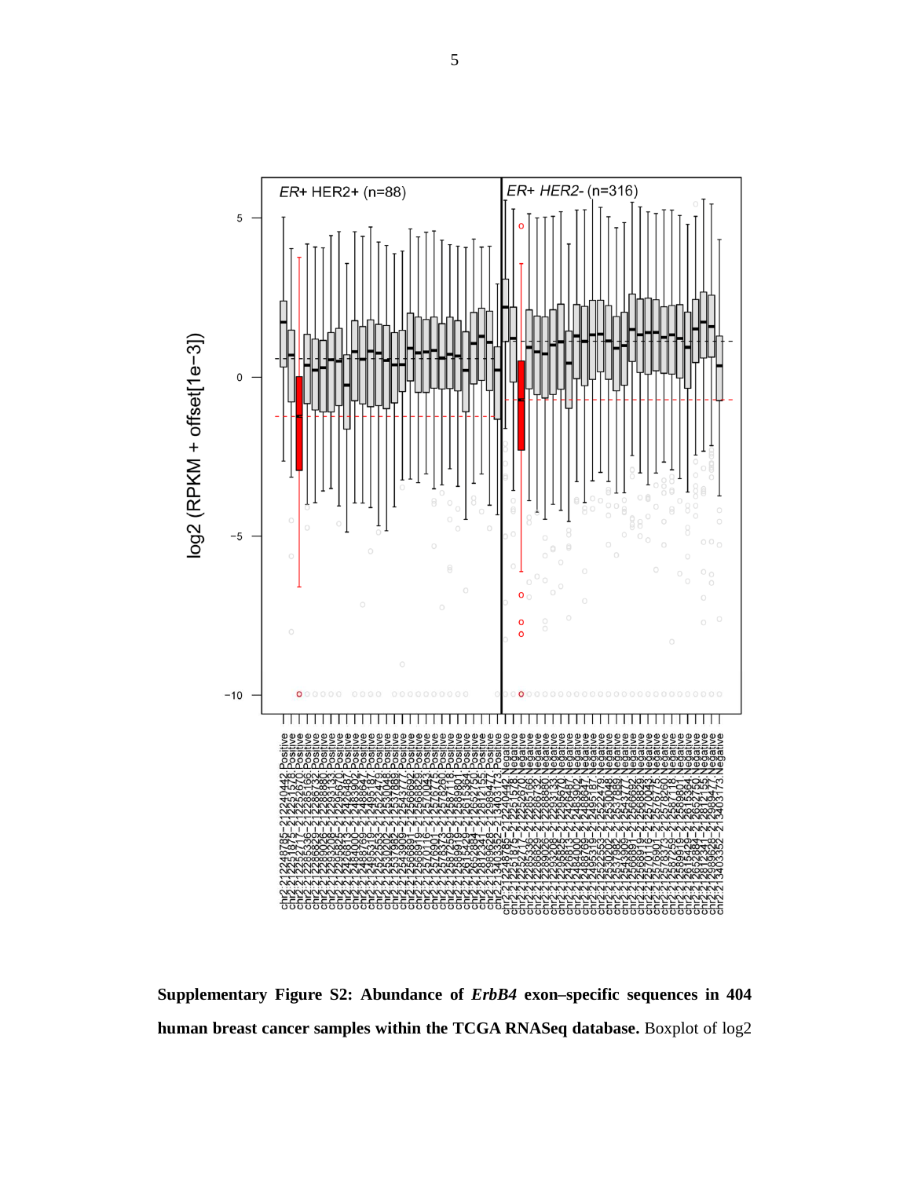**Supplementary Figure S2: Abundance of *ErbB4* exon–specific sequences in 404 human breast cancer samples within the TCGA RNASeq database.** Boxplot of log2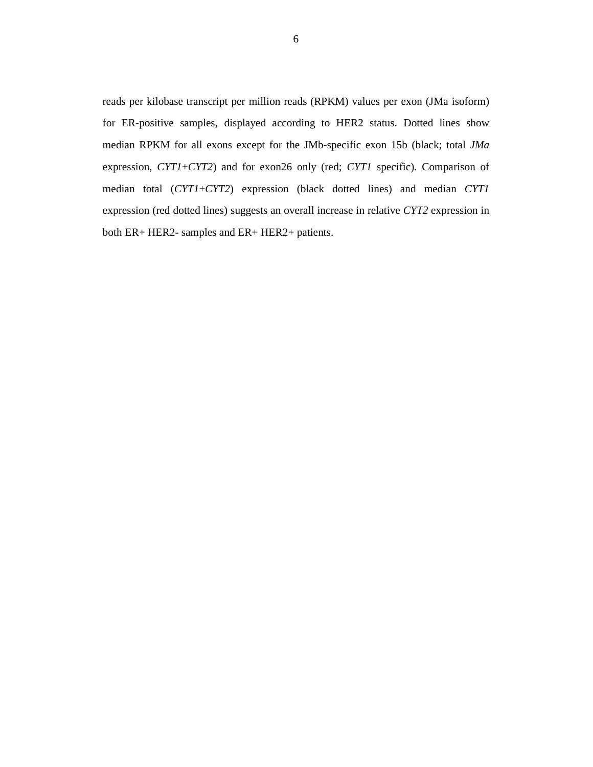reads per kilobase transcript per million reads (RPKM) values per exon (JMa isoform) for ER-positive samples, displayed according to HER2 status. Dotted lines show median RPKM for all exons except for the JMb-specific exon 15b (black; total *JMa* expression, *CYT1*+*CYT2*) and for exon26 only (red; *CYT1* specific). Comparison of median total (*CYT1*+*CYT2*) expression (black dotted lines) and median *CYT1* expression (red dotted lines) suggests an overall increase in relative *CYT2* expression in both ER+ HER2- samples and ER+ HER2+ patients.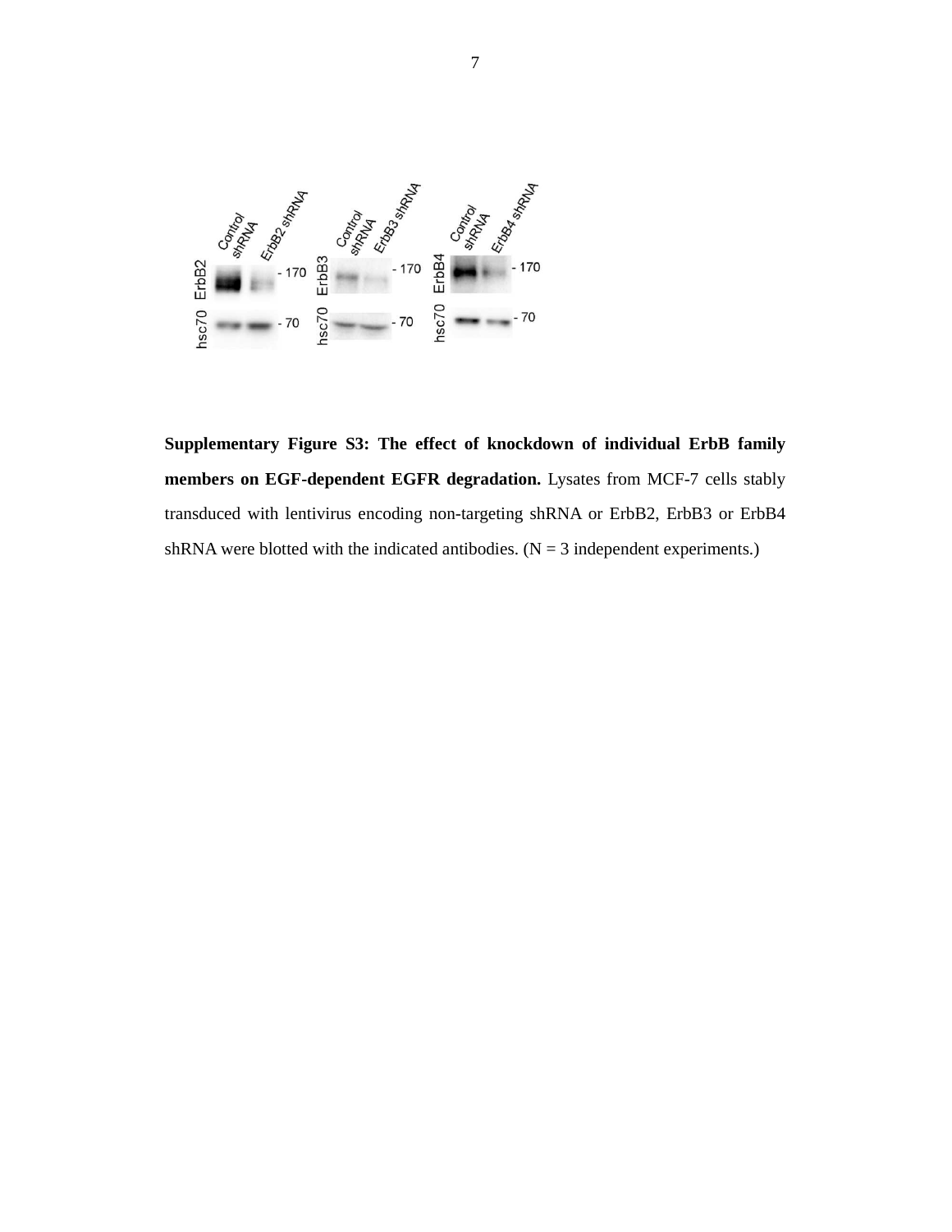**Supplementary Figure S3: The effect of knockdown of individual ErbB family members on EGF-dependent EGFR degradation.** Lysates from MCF-7 cells stably transduced with lentivirus encoding non-targeting shRNA or ErbB2, ErbB3 or ErbB4 shRNA were blotted with the indicated antibodies. (N = 3 independent experiments.)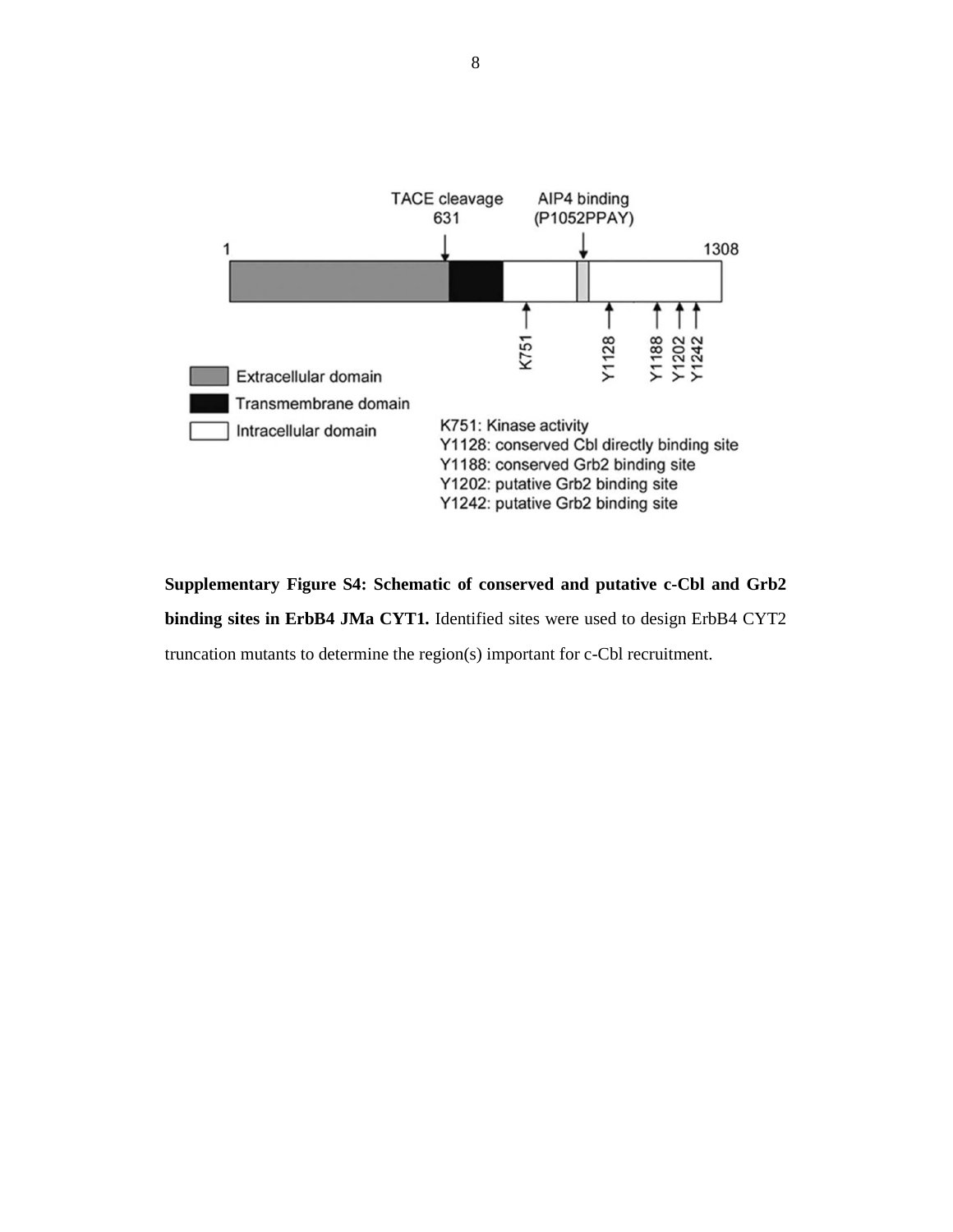**Supplementary Figure S4: Schematic of conserved and putative c-Cbl and Grb2 binding sites in ErbB4 JMa CYT1.** Identified sites were used to design ErbB4 CYT2 truncation mutants to determine the region(s) important for c-Cbl recruitment.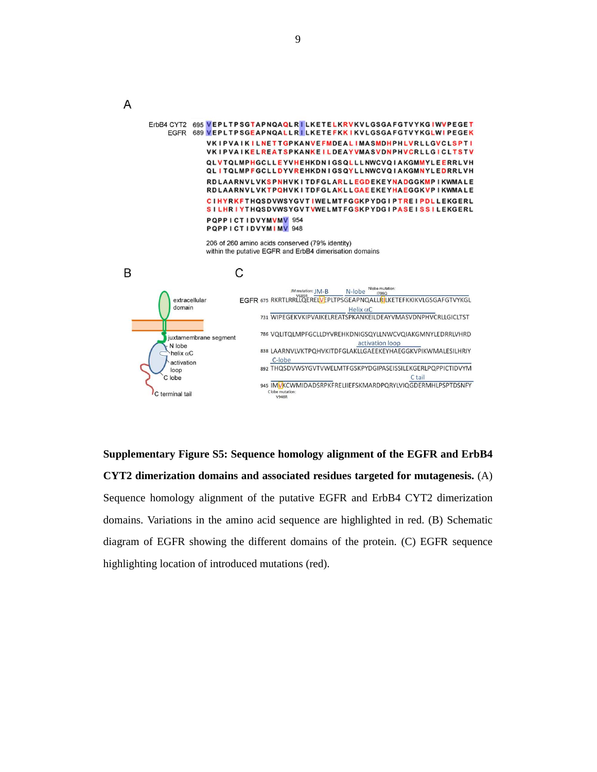A

```
ErbB4 CYT2  695 VEPLTPSGTAPNQAQLRILKETELKRVKVLGSGAFGTVYKGIWVPEGET
      EGFR  689 VEPLTPSGEAPNQALLRILKETEFKKIKVLGSGAFGTVYKGLWIPEGEK
                VKIPVAIKILNETTGPKANVEFMDEALIMASMDHPHLVRLLGVCLSPTI
                VKIPVAIKELREATSPKANKEILDEAYVMASVDNPHVCRLLGICLTSTV
                QLVTQLMPHGCLLEYVHEHKDNIGSQLLLNWCVQIAKGMMYLEERRLVH
                QLITQLMPFGCLLDYVREHKDNIGSQYLLNWCVQIAKGMNYLEDRRLVH
                RDLAARNVLVKSPNHVKITDFGLARLLEGDEKEYNADGGKMPIKWMALE
                RDLAARNVLVKTPQHVKITDFGLAKLLGAEEKEYHAEGGKVPIKWMALE
                CIHYRKFTHQSDVWSYGVTIWELMTFGGKPYDGIPTREIPDLLEKGERL
                SILHRIYTHQSDVWSYGVTVWELMTFGSKPYDGIPASEISSILEKGERL
                PQPPICTIDVYMVMV 954
                PQPPICTIDVYMIMV 948
```

206 of 260 amino acids conserved (79% identity) within the putative EGFR and ErbB4 dimerisation domains

B

extracellular domain; juxtamembrane segment; N lobe; helix αC; activation loop; C lobe; C terminal tail

C

JM mutation: V689R; JM-B; N-lobe; Nlobe mutation: I706Q; Helix αC; activation loop; C-lobe; C tail; C lobe mutation: V948R

```
EGFR 675 RKRTLRRLLQERELVEPLTPSGEAPNQALLRILKETEFKKIKVLGSGAFGTVYKGL
     731 WIPEGEKVKIPVAIKELREATSPKANKEILDEAYVMASVDNPHVCRLLGICLTST
     786 VQLITQLMPFGCLLDYVREHKDNIGSQYLLNWCVQIAKGMNYLEDRRLVHRD
     838 LAARNVLVKTPQHVKITDFGLAKLLGAEEKEYHAEGGKVPIKWMALESILHRIY
     892 THQSDVWSYGVTVWELMTFGSKPYDGIPASEISSILEKGERLPQPPICTIDVYM
     945 IMVKCWMIDADSRPKFRELIIEFSKMARDPQRYLVIQGDERMHLPSPTDSNFY
```

**Supplementary Figure S5: Sequence homology alignment of the EGFR and ErbB4 CYT2 dimerization domains and associated residues targeted for mutagenesis.** (A) Sequence homology alignment of the putative EGFR and ErbB4 CYT2 dimerization domains. Variations in the amino acid sequence are highlighted in red. (B) Schematic diagram of EGFR showing the different domains of the protein. (C) EGFR sequence highlighting location of introduced mutations (red).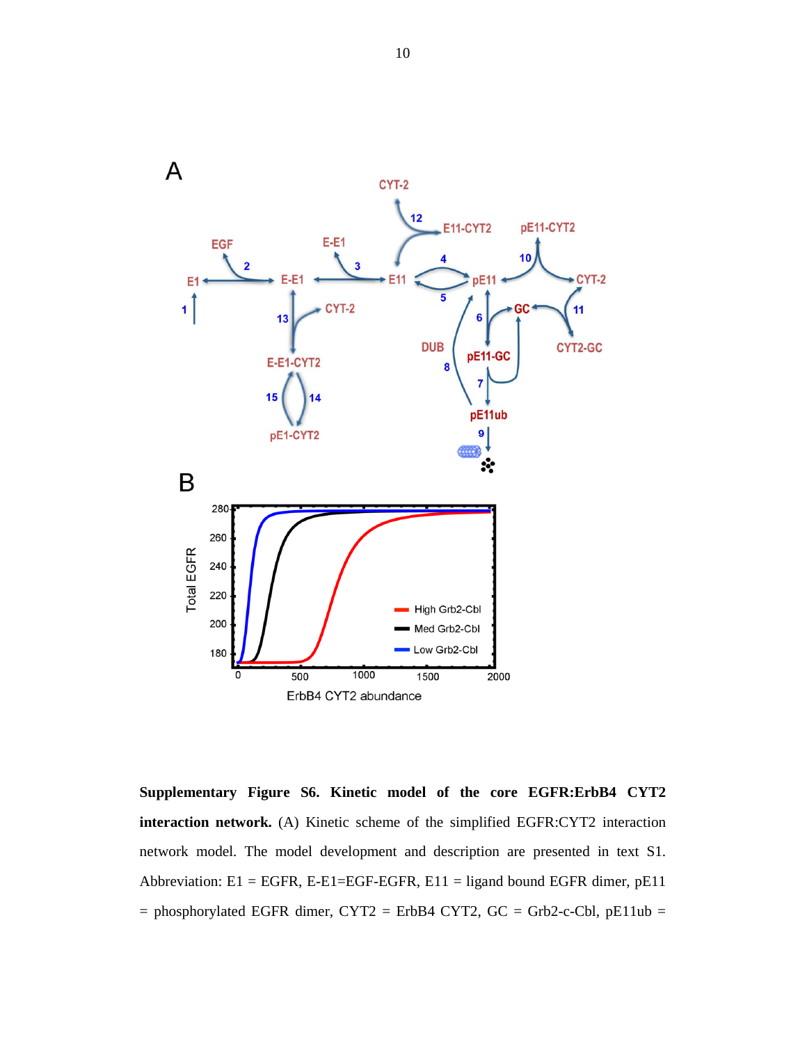**Supplementary Figure S6. Kinetic model of the core EGFR:ErbB4 CYT2 interaction network.** (A) Kinetic scheme of the simplified EGFR:CYT2 interaction network model. The model development and description are presented in text S1. Abbreviation: E1 = EGFR, E-E1=EGF-EGFR, E11 = ligand bound EGFR dimer, pE11 = phosphorylated EGFR dimer, CYT2 = ErbB4 CYT2, GC = Grb2-c-Cbl, pE11ub =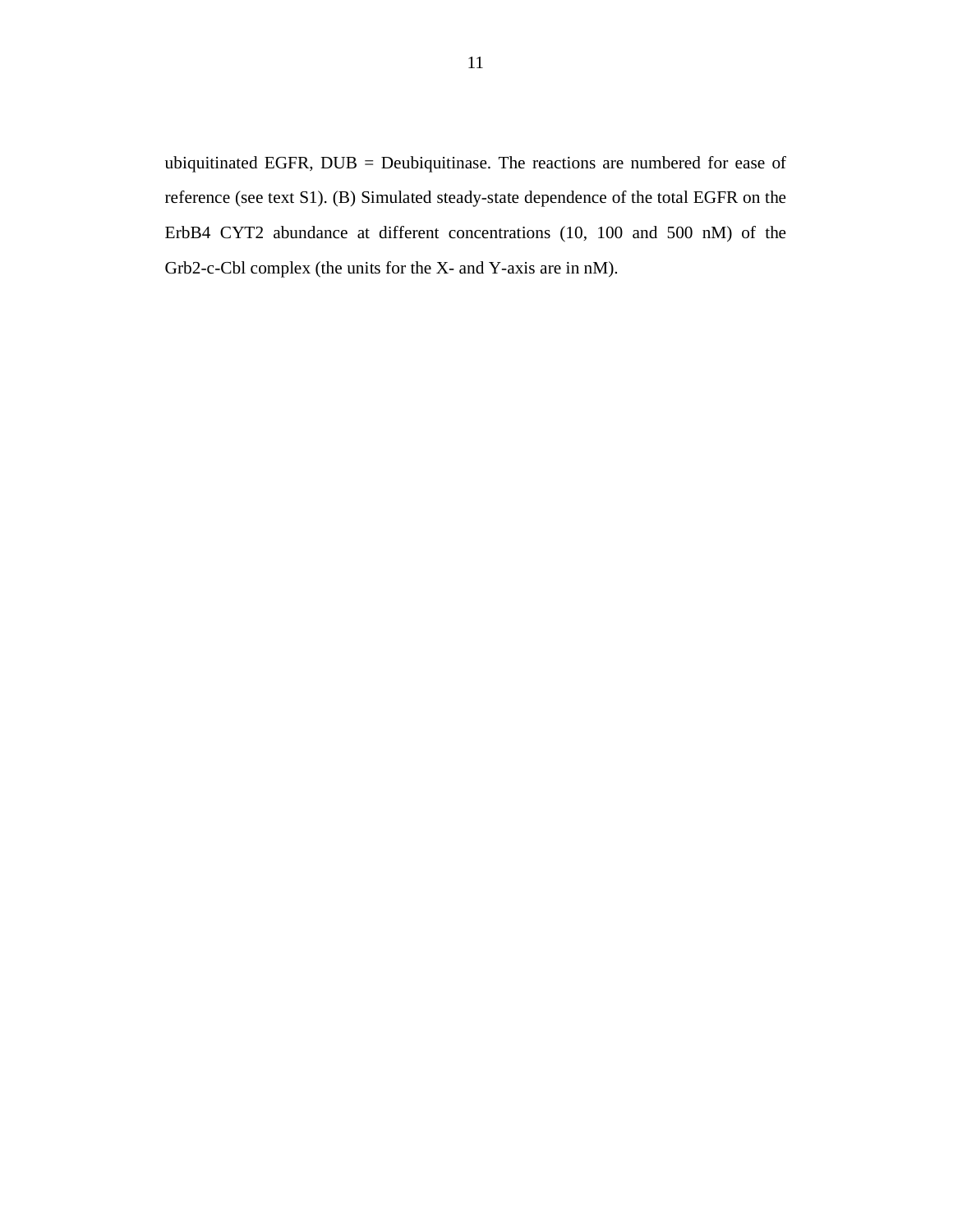ubiquitinated EGFR, DUB = Deubiquitinase. The reactions are numbered for ease of reference (see text S1). (B) Simulated steady-state dependence of the total EGFR on the ErbB4 CYT2 abundance at different concentrations (10, 100 and 500 nM) of the Grb2-c-Cbl complex (the units for the X- and Y-axis are in nM).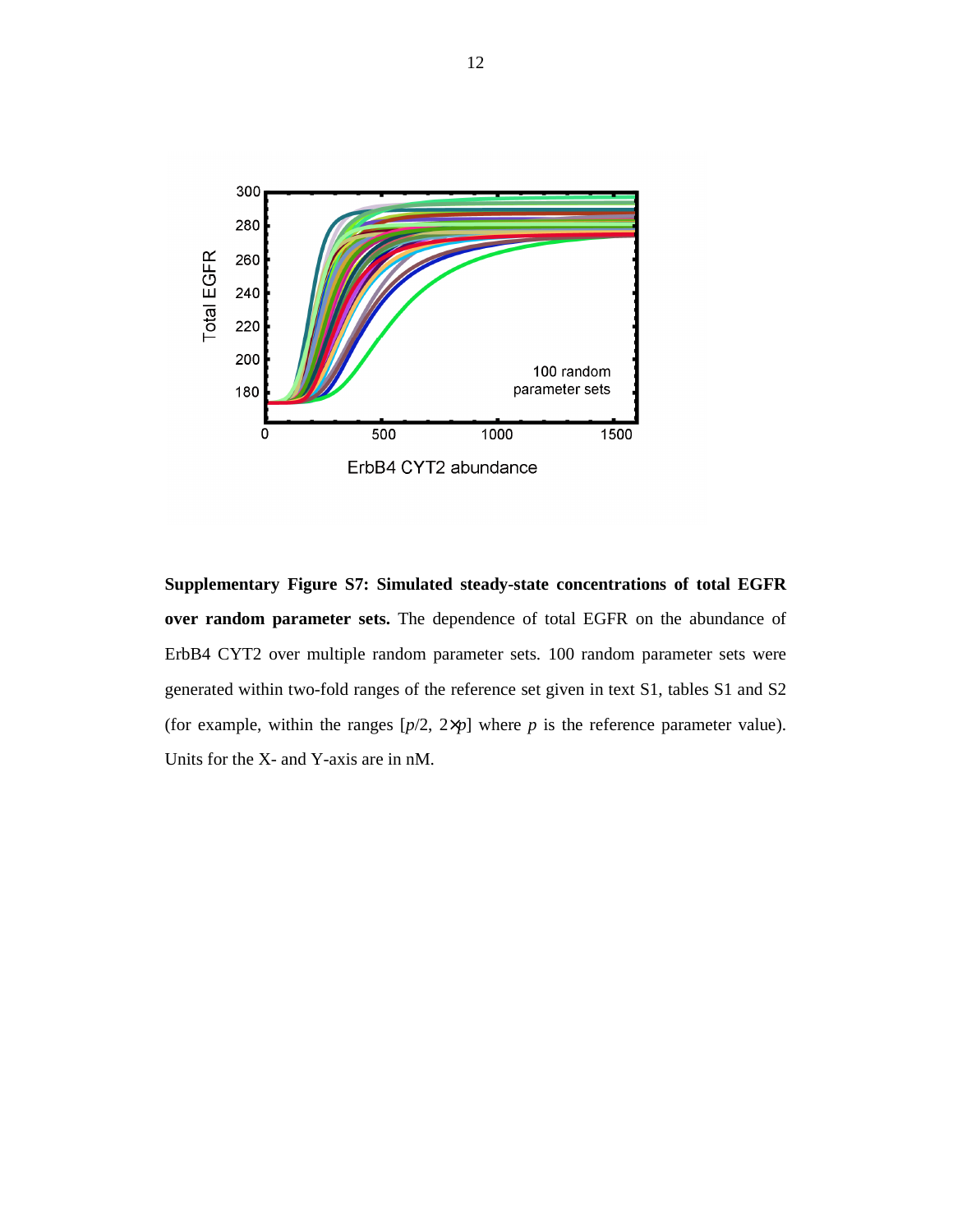**Supplementary Figure S7: Simulated steady-state concentrations of total EGFR over random parameter sets.** The dependence of total EGFR on the abundance of ErbB4 CYT2 over multiple random parameter sets. 100 random parameter sets were generated within two-fold ranges of the reference set given in text S1, tables S1 and S2 (for example, within the ranges [$p$/2, 2×$p$] where $p$ is the reference parameter value). Units for the X- and Y-axis are in nM.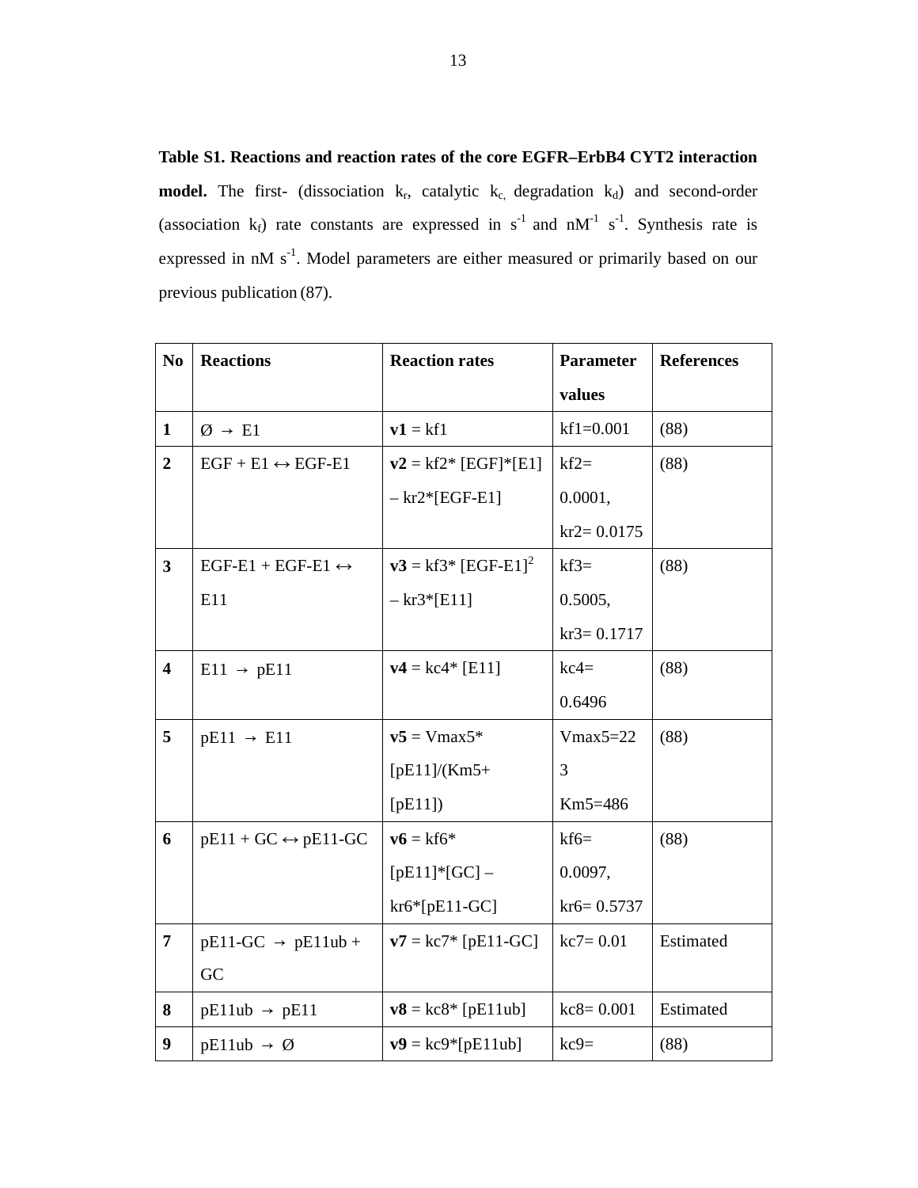**Table S1. Reactions and reaction rates of the core EGFR–ErbB4 CYT2 interaction model.** The first- (dissociation $k_r$, catalytic $k_c$, degradation $k_d$) and second-order (association $k_f$) rate constants are expressed in $s^{-1}$ and $nM^{-1}$ $s^{-1}$. Synthesis rate is expressed in nM $s^{-1}$. Model parameters are either measured or primarily based on our previous publication (87).

| No | Reactions | Reaction rates | Parameter values | References |
|---|---|---|---|---|
| **1** | Ø → E1 | **v1** = kf1 | kf1=0.001 | (88) |
| **2** | EGF + E1 ↔ EGF-E1 | **v2** = kf2* [EGF]*[E1] – kr2*[EGF-E1] | kf2= 0.0001, kr2= 0.0175 | (88) |
| **3** | EGF-E1 + EGF-E1 ↔ E11 | **v3** = kf3* $[EGF\text{-}E1]^2$ – kr3*[E11] | kf3= 0.5005, kr3= 0.1717 | (88) |
| **4** | E11 → pE11 | **v4** = kc4* [E11] | kc4= 0.6496 | (88) |
| **5** | pE11 → E11 | **v5** = Vmax5* [pE11]/(Km5+ [pE11]) | Vmax5=223 Km5=486 | (88) |
| **6** | pE11 + GC ↔ pE11-GC | **v6** = kf6* [pE11]*[GC] – kr6*[pE11-GC] | kf6= 0.0097, kr6= 0.5737 | (88) |
| **7** | pE11-GC → pE11ub + GC | **v7** = kc7* [pE11-GC] | kc7= 0.01 | Estimated |
| **8** | pE11ub → pE11 | **v8** = kc8* [pE11ub] | kc8= 0.001 | Estimated |
| **9** | pE11ub → Ø | **v9** = kc9*[pE11ub] | kc9= | (88) |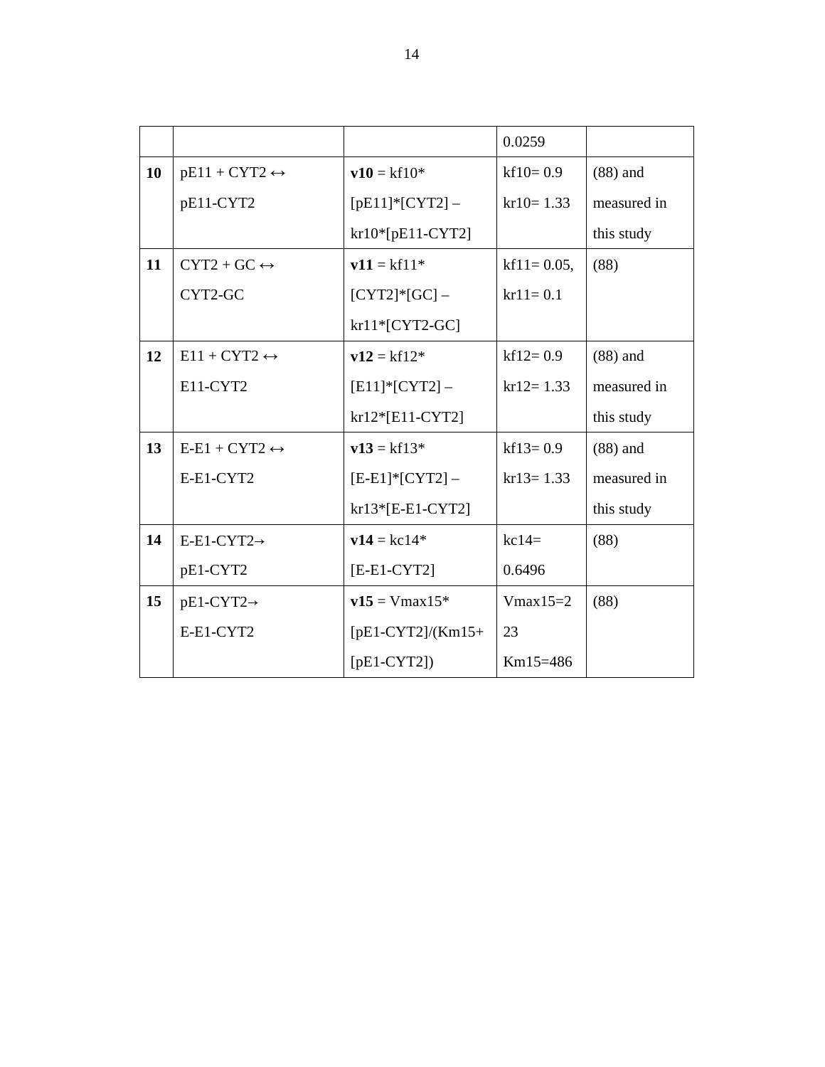| | | | | |
|---|---|---|---|---|
| | | | 0.0259 | |
| **10** | pE11 + CYT2 ↔ pE11-CYT2 | **v10** = kf10*[pE11]*[CYT2] – kr10*[pE11-CYT2] | kf10= 0.9 kr10= 1.33 | (88) and measured in this study |
| **11** | CYT2 + GC ↔ CYT2-GC | **v11** = kf11*[CYT2]*[GC] – kr11*[CYT2-GC] | kf11= 0.05, kr11= 0.1 | (88) |
| **12** | E11 + CYT2 ↔ E11-CYT2 | **v12** = kf12*[E11]*[CYT2] – kr12*[E11-CYT2] | kf12= 0.9 kr12= 1.33 | (88) and measured in this study |
| **13** | E-E1 + CYT2 ↔ E-E1-CYT2 | **v13** = kf13*[E-E1]*[CYT2] – kr13*[E-E1-CYT2] | kf13= 0.9 kr13= 1.33 | (88) and measured in this study |
| **14** | E-E1-CYT2→ pE1-CYT2 | **v14** = kc14*[E-E1-CYT2] | kc14= 0.6496 | (88) |
| **15** | pE1-CYT2→ E-E1-CYT2 | **v15** = Vmax15*[pE1-CYT2]/(Km15+[pE1-CYT2]) | Vmax15=223 Km15=486 | (88) |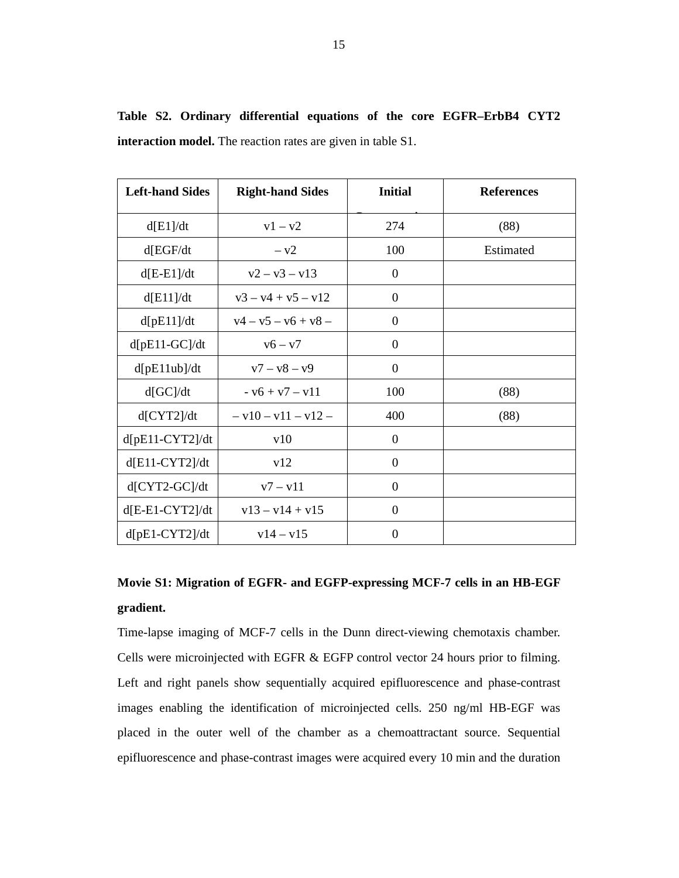**Table S2. Ordinary differential equations of the core EGFR–ErbB4 CYT2 interaction model.** The reaction rates are given in table S1.

| Left-hand Sides | Right-hand Sides | Initial | References |
|---|---|---|---|
| d[E1]/dt | v1 – v2 | 274 | (88) |
| d[EGF/dt | – v2 | 100 | Estimated |
| d[E-E1]/dt | v2 – v3 – v13 | 0 | |
| d[E11]/dt | v3 – v4 + v5 – v12 | 0 | |
| d[pE11]/dt | v4 – v5 – v6 + v8 – | 0 | |
| d[pE11-GC]/dt | v6 – v7 | 0 | |
| d[pE11ub]/dt | v7 – v8 – v9 | 0 | |
| d[GC]/dt | - v6 + v7 – v11 | 100 | (88) |
| d[CYT2]/dt | – v10 – v11 – v12 – | 400 | (88) |
| d[pE11-CYT2]/dt | v10 | 0 | |
| d[E11-CYT2]/dt | v12 | 0 | |
| d[CYT2-GC]/dt | v7 – v11 | 0 | |
| d[E-E1-CYT2]/dt | v13 – v14 + v15 | 0 | |
| d[pE1-CYT2]/dt | v14 – v15 | 0 | |

**Movie S1: Migration of EGFR- and EGFP-expressing MCF-7 cells in an HB-EGF gradient.**

Time-lapse imaging of MCF-7 cells in the Dunn direct-viewing chemotaxis chamber. Cells were microinjected with EGFR & EGFP control vector 24 hours prior to filming. Left and right panels show sequentially acquired epifluorescence and phase-contrast images enabling the identification of microinjected cells. 250 ng/ml HB-EGF was placed in the outer well of the chamber as a chemoattractant source. Sequential epifluorescence and phase-contrast images were acquired every 10 min and the duration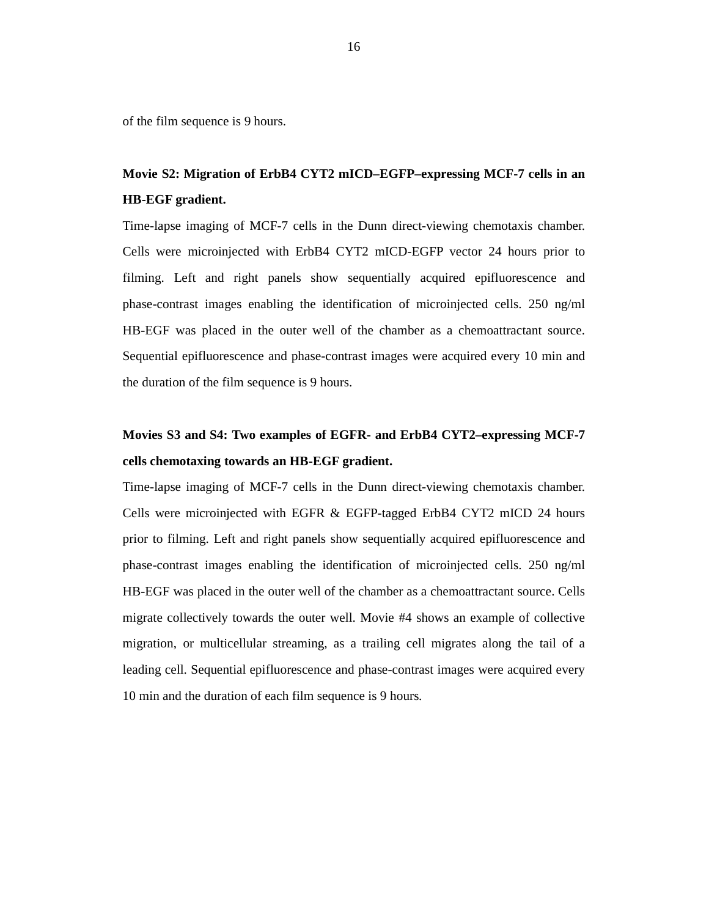of the film sequence is 9 hours.

**Movie S2: Migration of ErbB4 CYT2 mICD–EGFP–expressing MCF-7 cells in an HB-EGF gradient.**

Time-lapse imaging of MCF-7 cells in the Dunn direct-viewing chemotaxis chamber. Cells were microinjected with ErbB4 CYT2 mICD-EGFP vector 24 hours prior to filming. Left and right panels show sequentially acquired epifluorescence and phase-contrast images enabling the identification of microinjected cells. 250 ng/ml HB-EGF was placed in the outer well of the chamber as a chemoattractant source. Sequential epifluorescence and phase-contrast images were acquired every 10 min and the duration of the film sequence is 9 hours.

**Movies S3 and S4: Two examples of EGFR- and ErbB4 CYT2–expressing MCF-7 cells chemotaxing towards an HB-EGF gradient.**

Time-lapse imaging of MCF-7 cells in the Dunn direct-viewing chemotaxis chamber. Cells were microinjected with EGFR & EGFP-tagged ErbB4 CYT2 mICD 24 hours prior to filming. Left and right panels show sequentially acquired epifluorescence and phase-contrast images enabling the identification of microinjected cells. 250 ng/ml HB-EGF was placed in the outer well of the chamber as a chemoattractant source. Cells migrate collectively towards the outer well. Movie #4 shows an example of collective migration, or multicellular streaming, as a trailing cell migrates along the tail of a leading cell. Sequential epifluorescence and phase-contrast images were acquired every 10 min and the duration of each film sequence is 9 hours.